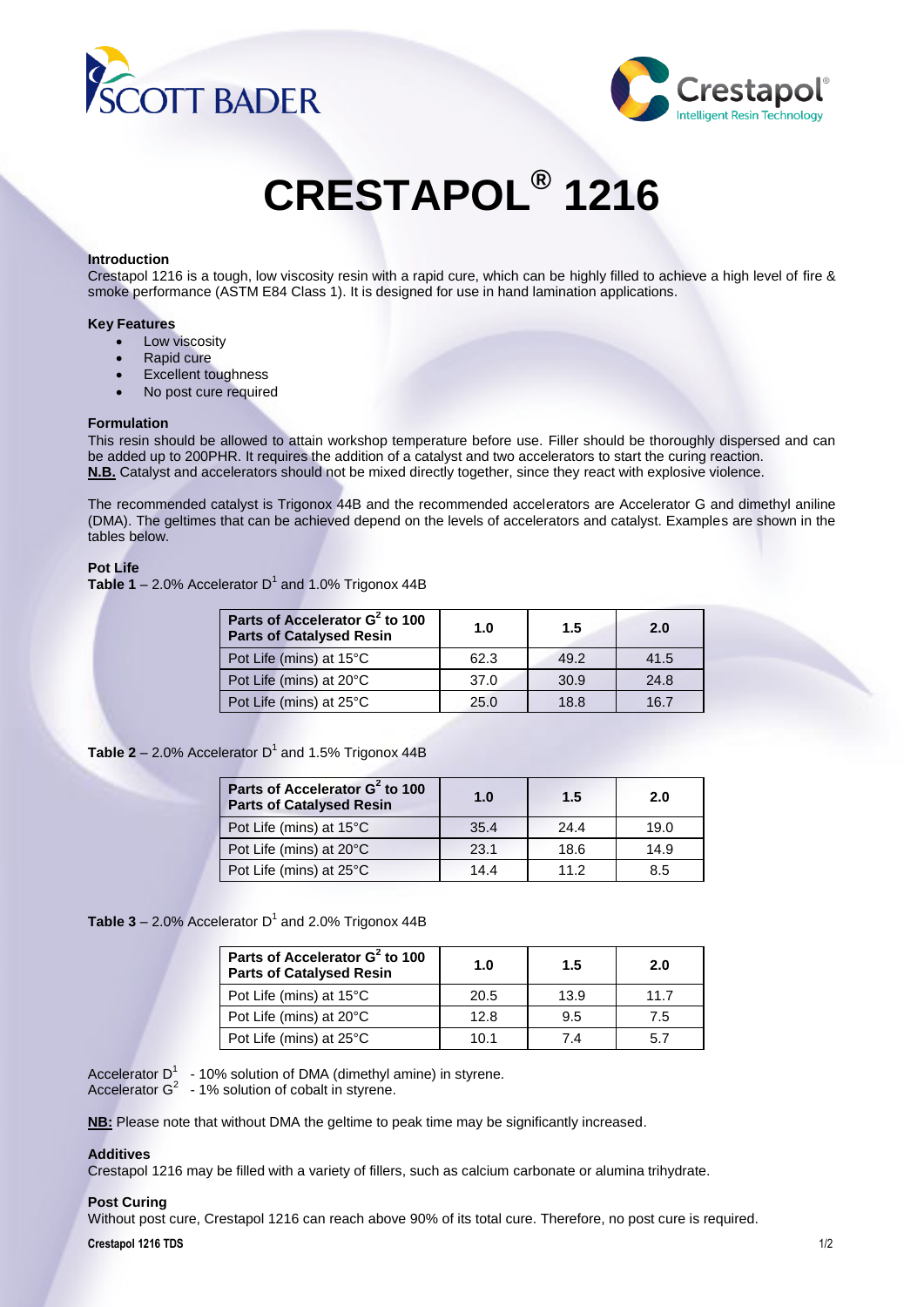# CRESTAPOL® 1216

### Introduction

Crestapol 1216 is a tough, low viscosity resin with a rapid cure, which can be highly filled to achieve a high level of fire & smoke performance (ASTM E84 Class 1). It is designed for use in hand lamination applications.

### Key Features

- Low viscosity
- Rapid cure
- Excellent toughness
- No post cure required

### Formulation

This resin should be allowed to attain workshop temperature before use. Filler should be thoroughly dispersed and can be added up to 200PHR. It requires the addition of a catalyst and two accelerators to start the curing reaction.
**N.B.** Catalyst and accelerators should not be mixed directly together, since they react with explosive violence.

The recommended catalyst is Trigonox 44B and the recommended accelerators are Accelerator G and dimethyl aniline (DMA). The geltimes that can be achieved depend on the levels of accelerators and catalyst. Examples are shown in the tables below.

### Pot Life

**Table 1** – 2.0% Accelerator D[1] and 1.0% Trigonox 44B

| Parts of Accelerator G[2] to 100 Parts of Catalysed Resin | 1.0 | 1.5 | 2.0 |
|---|---|---|---|
| Pot Life (mins) at 15°C | 62.3 | 49.2 | 41.5 |
| Pot Life (mins) at 20°C | 37.0 | 30.9 | 24.8 |
| Pot Life (mins) at 25°C | 25.0 | 18.8 | 16.7 |

**Table 2** – 2.0% Accelerator D[1] and 1.5% Trigonox 44B

| Parts of Accelerator G[2] to 100 Parts of Catalysed Resin | 1.0 | 1.5 | 2.0 |
|---|---|---|---|
| Pot Life (mins) at 15°C | 35.4 | 24.4 | 19.0 |
| Pot Life (mins) at 20°C | 23.1 | 18.6 | 14.9 |
| Pot Life (mins) at 25°C | 14.4 | 11.2 | 8.5 |

**Table 3** – 2.0% Accelerator D[1] and 2.0% Trigonox 44B

| Parts of Accelerator G[2] to 100 Parts of Catalysed Resin | 1.0 | 1.5 | 2.0 |
|---|---|---|---|
| Pot Life (mins) at 15°C | 20.5 | 13.9 | 11.7 |
| Pot Life (mins) at 20°C | 12.8 | 9.5 | 7.5 |
| Pot Life (mins) at 25°C | 10.1 | 7.4 | 5.7 |

Accelerator D[1] - 10% solution of DMA (dimethyl amine) in styrene.
Accelerator G[2] - 1% solution of cobalt in styrene.

**NB:** Please note that without DMA the geltime to peak time may be significantly increased.

### Additives

Crestapol 1216 may be filled with a variety of fillers, such as calcium carbonate or alumina trihydrate.

### Post Curing

Without post cure, Crestapol 1216 can reach above 90% of its total cure. Therefore, no post cure is required.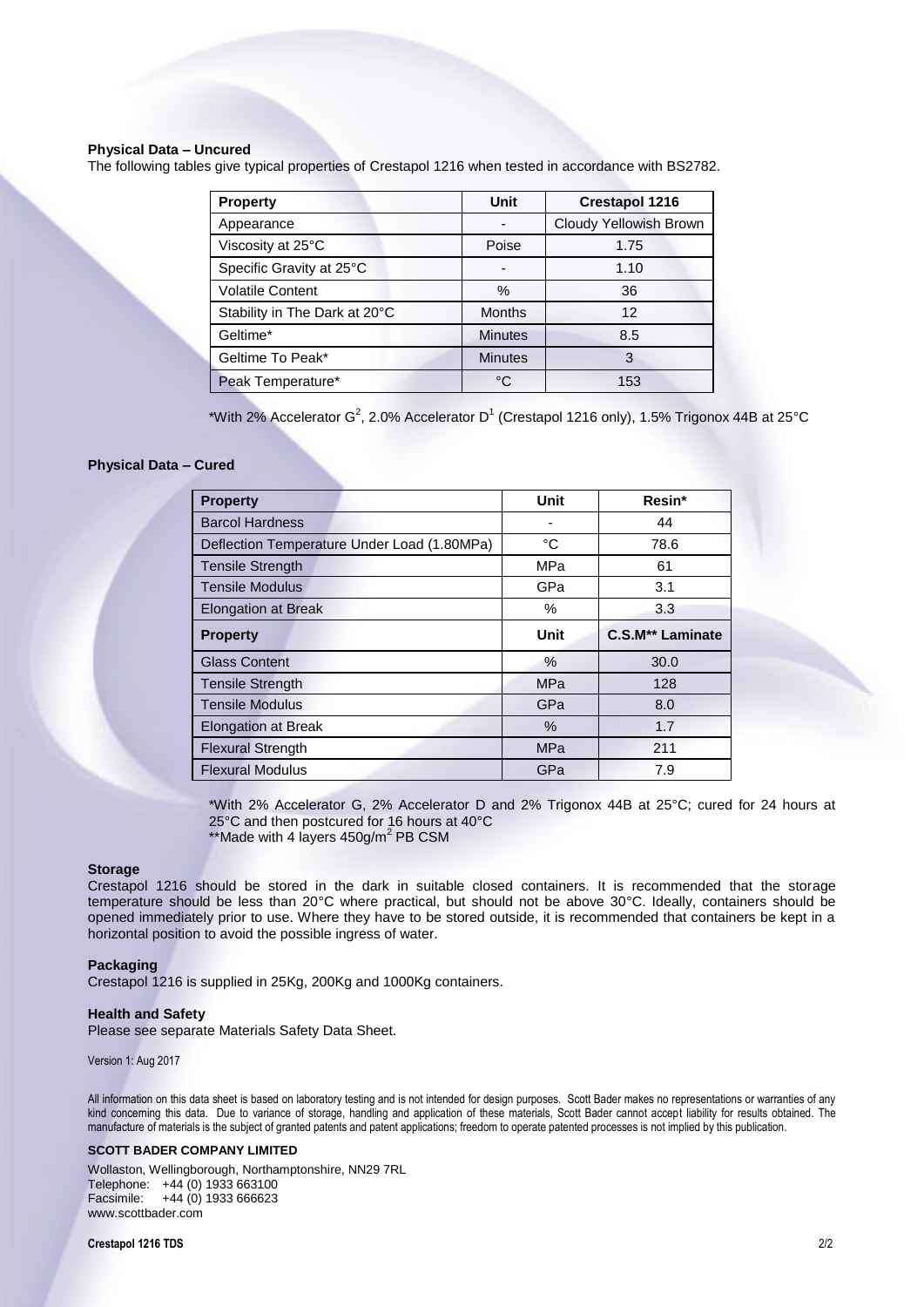## Physical Data – Uncured

The following tables give typical properties of Crestapol 1216 when tested in accordance with BS2782.

| Property | Unit | Crestapol 1216 |
|---|---|---|
| Appearance | - | Cloudy Yellowish Brown |
| Viscosity at 25°C | Poise | 1.75 |
| Specific Gravity at 25°C | - | 1.10 |
| Volatile Content | % | 36 |
| Stability in The Dark at 20°C | Months | 12 |
| Geltime* | Minutes | 8.5 |
| Geltime To Peak* | Minutes | 3 |
| Peak Temperature* | °C | 153 |

*With 2% Accelerator G[2], 2.0% Accelerator D[1] (Crestapol 1216 only), 1.5% Trigonox 44B at 25°C

## Physical Data – Cured

| Property | Unit | Resin* |
|---|---|---|
| Barcol Hardness | - | 44 |
| Deflection Temperature Under Load (1.80MPa) | °C | 78.6 |
| Tensile Strength | MPa | 61 |
| Tensile Modulus | GPa | 3.1 |
| Elongation at Break | % | 3.3 |
| **Property** | **Unit** | **C.S.M** Laminate** |
| Glass Content | % | 30.0 |
| Tensile Strength | MPa | 128 |
| Tensile Modulus | GPa | 8.0 |
| Elongation at Break | % | 1.7 |
| Flexural Strength | MPa | 211 |
| Flexural Modulus | GPa | 7.9 |

*With 2% Accelerator G, 2% Accelerator D and 2% Trigonox 44B at 25°C; cured for 24 hours at 25°C and then postcured for 16 hours at 40°C
**Made with 4 layers 450g/m$^2$ PB CSM

### Storage

Crestapol 1216 should be stored in the dark in suitable closed containers. It is recommended that the storage temperature should be less than 20°C where practical, but should not be above 30°C. Ideally, containers should be opened immediately prior to use. Where they have to be stored outside, it is recommended that containers be kept in a horizontal position to avoid the possible ingress of water.

### Packaging

Crestapol 1216 is supplied in 25Kg, 200Kg and 1000Kg containers.

### Health and Safety

Please see separate Materials Safety Data Sheet.

Version 1: Aug 2017

All information on this data sheet is based on laboratory testing and is not intended for design purposes. Scott Bader makes no representations or warranties of any kind concerning this data. Due to variance of storage, handling and application of these materials, Scott Bader cannot accept liability for results obtained. The manufacture of materials is the subject of granted patents and patent applications; freedom to operate patented processes is not implied by this publication.

**SCOTT BADER COMPANY LIMITED**

Wollaston, Wellingborough, Northamptonshire, NN29 7RL
Telephone: +44 (0) 1933 663100
Facsimile: +44 (0) 1933 666623
www.scottbader.com